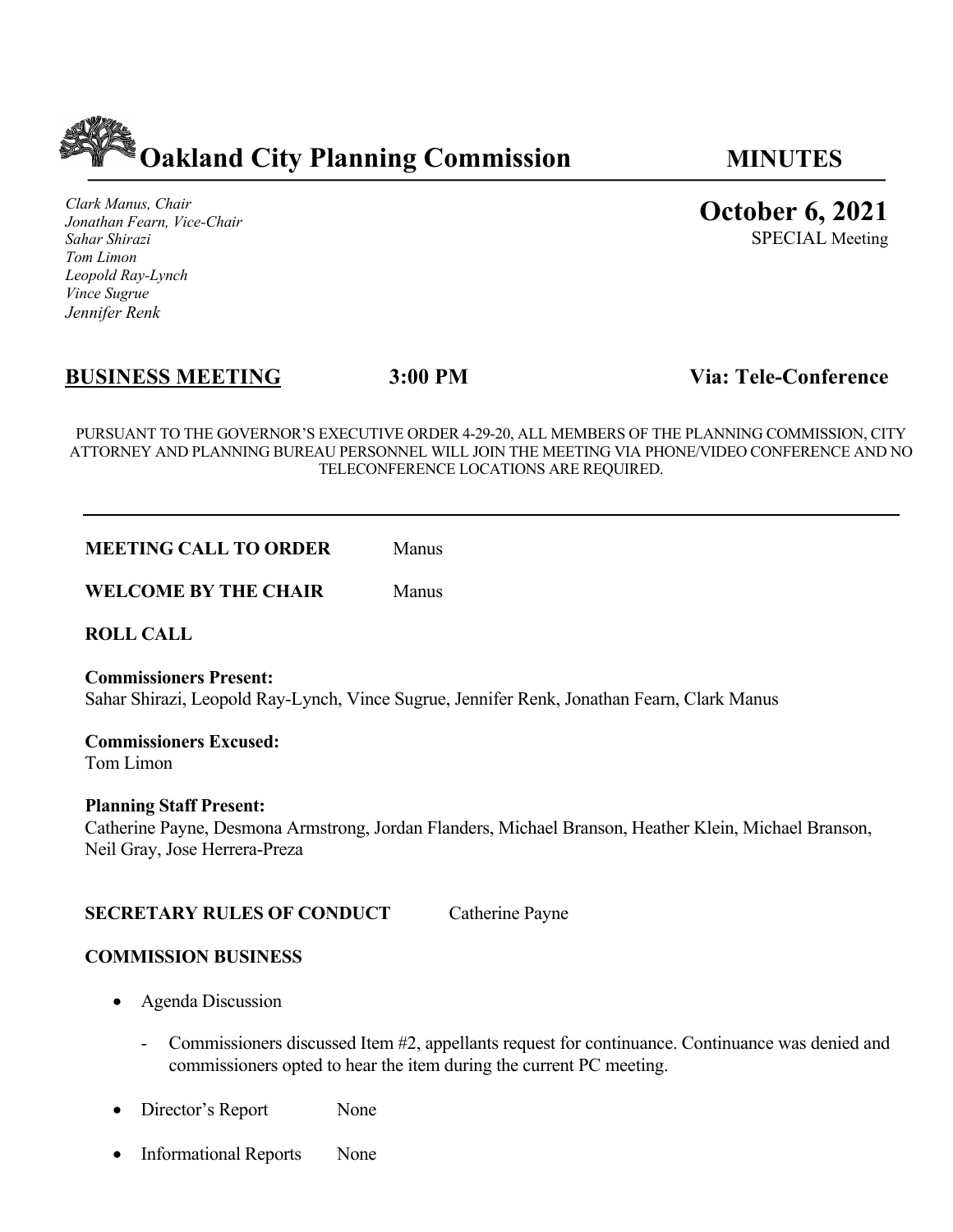# Oakland City Planning Commission — MINUTES

*Clark Manus, Chair*
*Jonathan Fearn, Vice-Chair*
*Sahar Shirazi*
*Tom Limon*
*Leopold Ray-Lynch*
*Vince Sugrue*
*Jennifer Renk*

**October 6, 2021**
SPECIAL Meeting

## BUSINESS MEETING — 3:00 PM — Via: Tele-Conference

PURSUANT TO THE GOVERNOR'S EXECUTIVE ORDER 4-29-20, ALL MEMBERS OF THE PLANNING COMMISSION, CITY ATTORNEY AND PLANNING BUREAU PERSONNEL WILL JOIN THE MEETING VIA PHONE/VIDEO CONFERENCE AND NO TELECONFERENCE LOCATIONS ARE REQUIRED.

---

**MEETING CALL TO ORDER** Manus

**WELCOME BY THE CHAIR** Manus

**ROLL CALL**

**Commissioners Present:**
Sahar Shirazi, Leopold Ray-Lynch, Vince Sugrue, Jennifer Renk, Jonathan Fearn, Clark Manus

**Commissioners Excused:**
Tom Limon

**Planning Staff Present:**
Catherine Payne, Desmona Armstrong, Jordan Flanders, Michael Branson, Heather Klein, Michael Branson, Neil Gray, Jose Herrera-Preza

**SECRETARY RULES OF CONDUCT** Catherine Payne

**COMMISSION BUSINESS**

- Agenda Discussion
  - Commissioners discussed Item #2, appellants request for continuance. Continuance was denied and commissioners opted to hear the item during the current PC meeting.
- Director's Report None
- Informational Reports None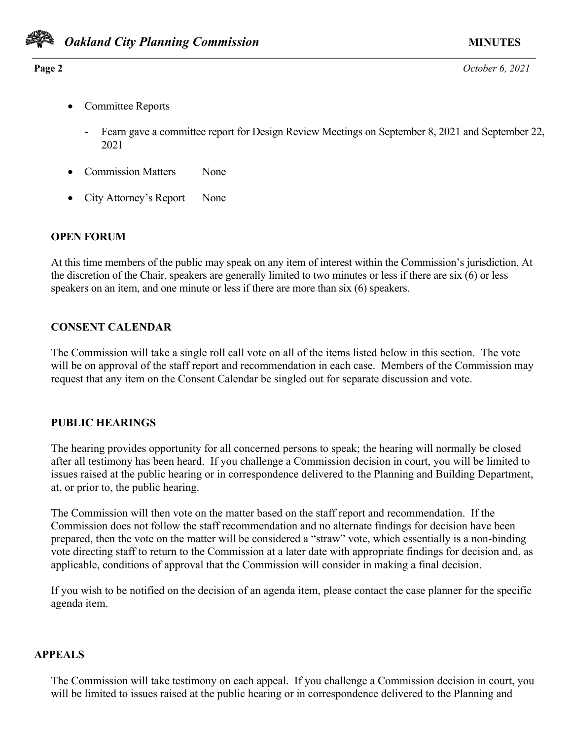- Committee Reports

    - Fearn gave a committee report for Design Review Meetings on September 8, 2021 and September 22, 2021

- Commission Matters None

- City Attorney's Report None

## OPEN FORUM

At this time members of the public may speak on any item of interest within the Commission's jurisdiction. At the discretion of the Chair, speakers are generally limited to two minutes or less if there are six (6) or less speakers on an item, and one minute or less if there are more than six (6) speakers.

## CONSENT CALENDAR

The Commission will take a single roll call vote on all of the items listed below in this section. The vote will be on approval of the staff report and recommendation in each case. Members of the Commission may request that any item on the Consent Calendar be singled out for separate discussion and vote.

## PUBLIC HEARINGS

The hearing provides opportunity for all concerned persons to speak; the hearing will normally be closed after all testimony has been heard. If you challenge a Commission decision in court, you will be limited to issues raised at the public hearing or in correspondence delivered to the Planning and Building Department, at, or prior to, the public hearing.

The Commission will then vote on the matter based on the staff report and recommendation. If the Commission does not follow the staff recommendation and no alternate findings for decision have been prepared, then the vote on the matter will be considered a "straw" vote, which essentially is a non-binding vote directing staff to return to the Commission at a later date with appropriate findings for decision and, as applicable, conditions of approval that the Commission will consider in making a final decision.

If you wish to be notified on the decision of an agenda item, please contact the case planner for the specific agenda item.

## APPEALS

The Commission will take testimony on each appeal. If you challenge a Commission decision in court, you will be limited to issues raised at the public hearing or in correspondence delivered to the Planning and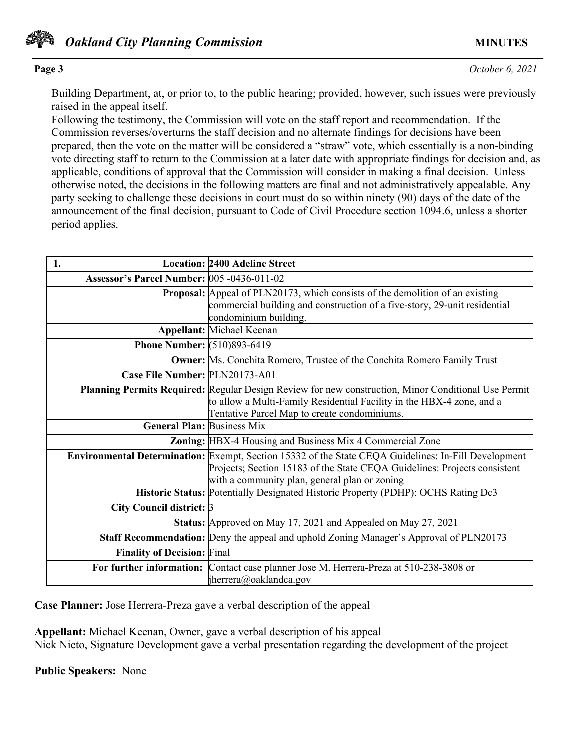Building Department, at, or prior to, to the public hearing; provided, however, such issues were previously raised in the appeal itself.

Following the testimony, the Commission will vote on the staff report and recommendation. If the Commission reverses/overturns the staff decision and no alternate findings for decisions have been prepared, then the vote on the matter will be considered a "straw" vote, which essentially is a non-binding vote directing staff to return to the Commission at a later date with appropriate findings for decision and, as applicable, conditions of approval that the Commission will consider in making a final decision. Unless otherwise noted, the decisions in the following matters are final and not administratively appealable. Any party seeking to challenge these decisions in court must do so within ninety (90) days of the date of the announcement of the final decision, pursuant to Code of Civil Procedure section 1094.6, unless a shorter period applies.

| **1. Location:** | **2400 Adeline Street** |
|---|---|
| **Assessor's Parcel Number:** | 005 -0436-011-02 |
| **Proposal:** | Appeal of PLN20173, which consists of the demolition of an existing commercial building and construction of a five-story, 29-unit residential condominium building. |
| **Appellant:** | Michael Keenan |
| **Phone Number:** | (510)893-6419 |
| **Owner:** | Ms. Conchita Romero, Trustee of the Conchita Romero Family Trust |
| **Case File Number:** | PLN20173-A01 |
| **Planning Permits Required:** | Regular Design Review for new construction, Minor Conditional Use Permit to allow a Multi-Family Residential Facility in the HBX-4 zone, and a Tentative Parcel Map to create condominiums. |
| **General Plan:** | Business Mix |
| **Zoning:** | HBX-4 Housing and Business Mix 4 Commercial Zone |
| **Environmental Determination:** | Exempt, Section 15332 of the State CEQA Guidelines: In-Fill Development Projects; Section 15183 of the State CEQA Guidelines: Projects consistent with a community plan, general plan or zoning |
| **Historic Status:** | Potentially Designated Historic Property (PDHP): OCHS Rating Dc3 |
| **City Council district:** | 3 |
| **Status:** | Approved on May 17, 2021 and Appealed on May 27, 2021 |
| **Staff Recommendation:** | Deny the appeal and uphold Zoning Manager's Approval of PLN20173 |
| **Finality of Decision:** | Final |
| **For further information:** | Contact case planner Jose M. Herrera-Preza at 510-238-3808 or jherrera@oaklandca.gov |

**Case Planner:** Jose Herrera-Preza gave a verbal description of the appeal

**Appellant:** Michael Keenan, Owner, gave a verbal description of his appeal
Nick Nieto, Signature Development gave a verbal presentation regarding the development of the project

**Public Speakers:** None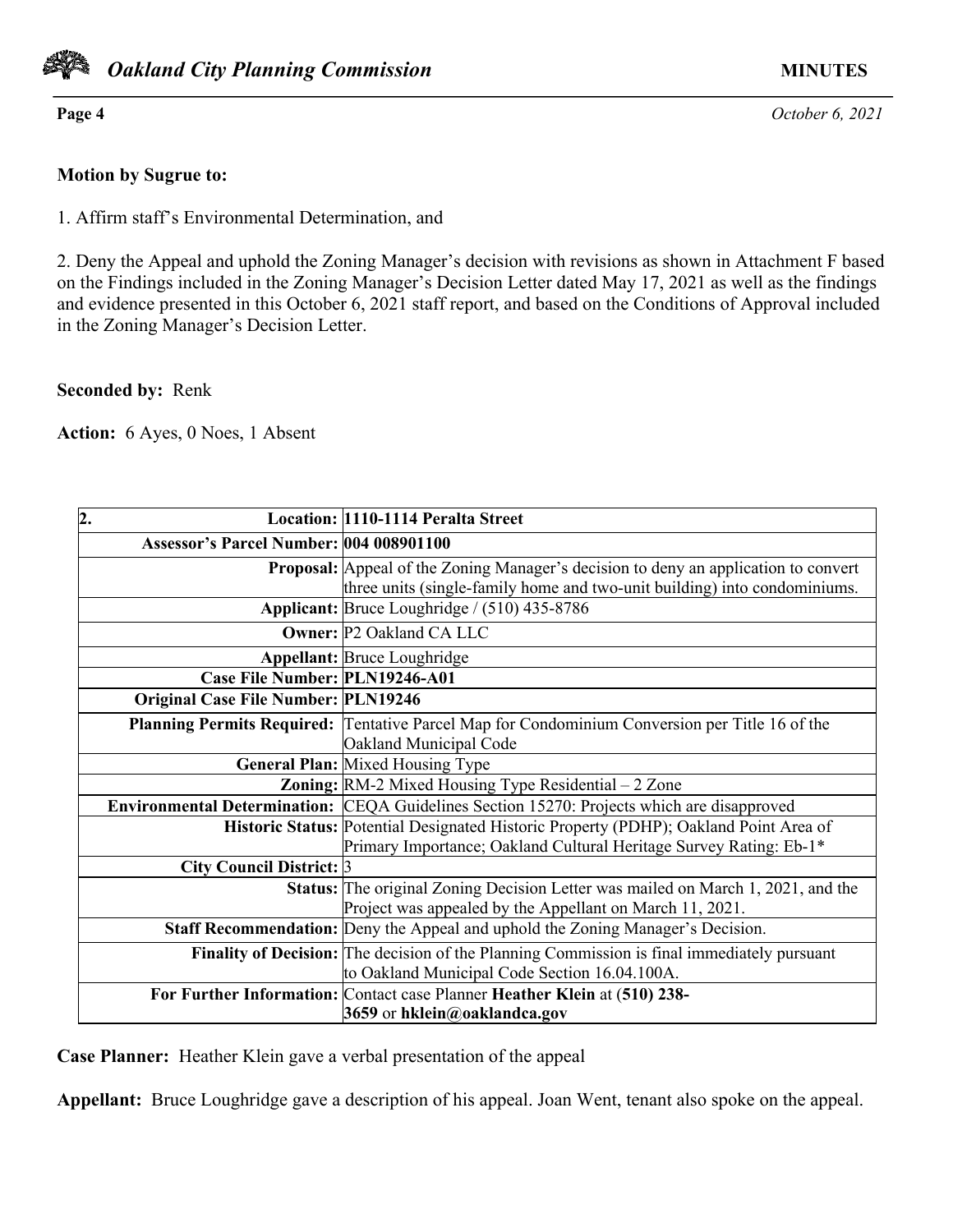**Motion by Sugrue to:**

1. Affirm staff's Environmental Determination, and

2. Deny the Appeal and uphold the Zoning Manager's decision with revisions as shown in Attachment F based on the Findings included in the Zoning Manager's Decision Letter dated May 17, 2021 as well as the findings and evidence presented in this October 6, 2021 staff report, and based on the Conditions of Approval included in the Zoning Manager's Decision Letter.

**Seconded by:** Renk

**Action:** 6 Ayes, 0 Noes, 1 Absent

| **2. Location:** | **1110-1114 Peralta Street** |
|---|---|
| **Assessor's Parcel Number:** | **004 008901100** |
| **Proposal:** | Appeal of the Zoning Manager's decision to deny an application to convert three units (single-family home and two-unit building) into condominiums. |
| **Applicant:** | Bruce Loughridge / (510) 435-8786 |
| **Owner:** | P2 Oakland CA LLC |
| **Appellant:** | Bruce Loughridge |
| **Case File Number:** | **PLN19246-A01** |
| **Original Case File Number:** | **PLN19246** |
| **Planning Permits Required:** | Tentative Parcel Map for Condominium Conversion per Title 16 of the Oakland Municipal Code |
| **General Plan:** | Mixed Housing Type |
| **Zoning:** | RM-2 Mixed Housing Type Residential – 2 Zone |
| **Environmental Determination:** | CEQA Guidelines Section 15270: Projects which are disapproved |
| **Historic Status:** | Potential Designated Historic Property (PDHP); Oakland Point Area of Primary Importance; Oakland Cultural Heritage Survey Rating: Eb-1* |
| **City Council District:** | 3 |
| **Status:** | The original Zoning Decision Letter was mailed on March 1, 2021, and the Project was appealed by the Appellant on March 11, 2021. |
| **Staff Recommendation:** | Deny the Appeal and uphold the Zoning Manager's Decision. |
| **Finality of Decision:** | The decision of the Planning Commission is final immediately pursuant to Oakland Municipal Code Section 16.04.100A. |
| **For Further Information:** | Contact case Planner **Heather Klein** at **(510) 238-3659** or **hklein@oaklandca.gov** |

**Case Planner:** Heather Klein gave a verbal presentation of the appeal

**Appellant:** Bruce Loughridge gave a description of his appeal. Joan Went, tenant also spoke on the appeal.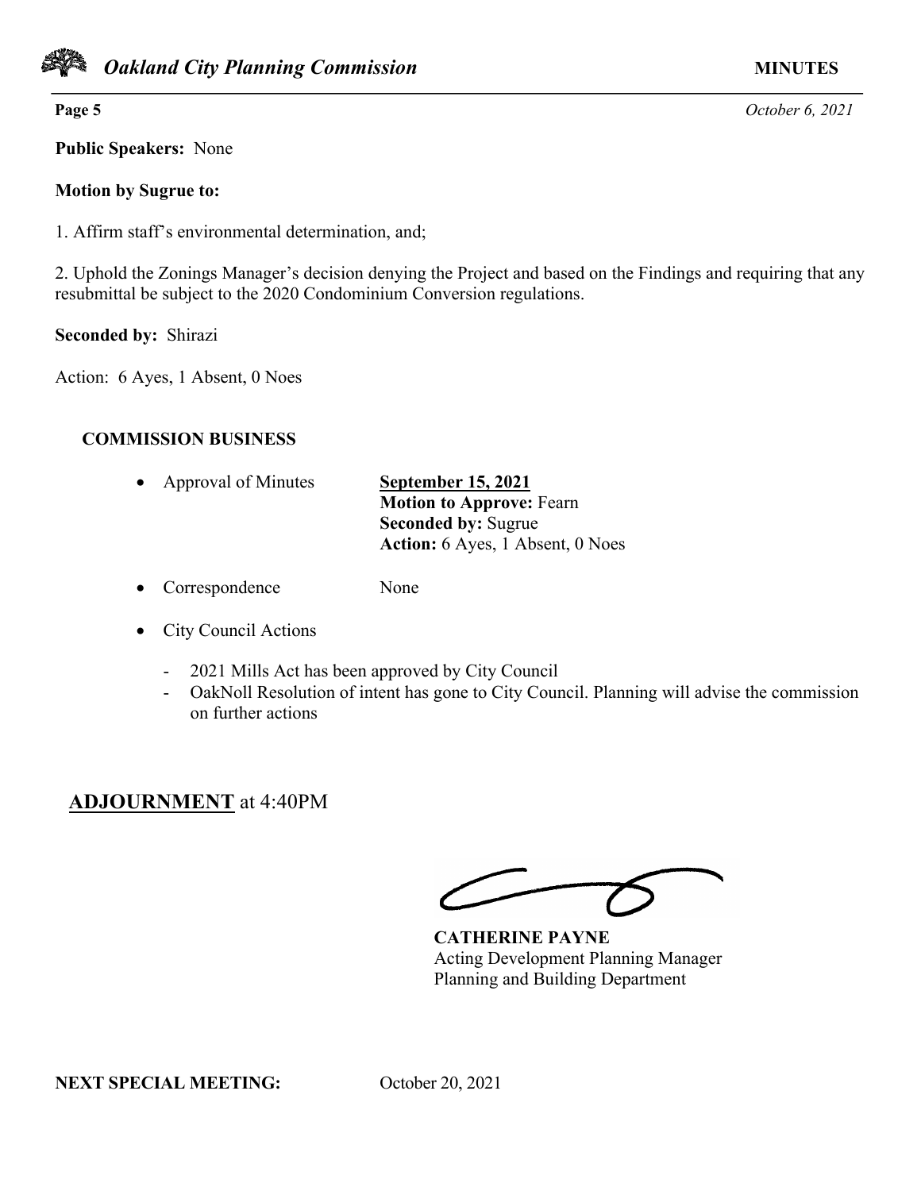**Public Speakers:** None

**Motion by Sugrue to:**

1. Affirm staff's environmental determination, and;

2. Uphold the Zonings Manager's decision denying the Project and based on the Findings and requiring that any resubmittal be subject to the 2020 Condominium Conversion regulations.

**Seconded by:** Shirazi

Action: 6 Ayes, 1 Absent, 0 Noes

## COMMISSION BUSINESS

- Approval of Minutes

  **September 15, 2021**
  **Motion to Approve:** Fearn
  **Seconded by:** Sugrue
  **Action:** 6 Ayes, 1 Absent, 0 Noes

- Correspondence None

- City Council Actions

  - 2021 Mills Act has been approved by City Council
  - OakNoll Resolution of intent has gone to City Council. Planning will advise the commission on further actions

## ADJOURNMENT at 4:40PM

**CATHERINE PAYNE**
Acting Development Planning Manager
Planning and Building Department

**NEXT SPECIAL MEETING:** October 20, 2021